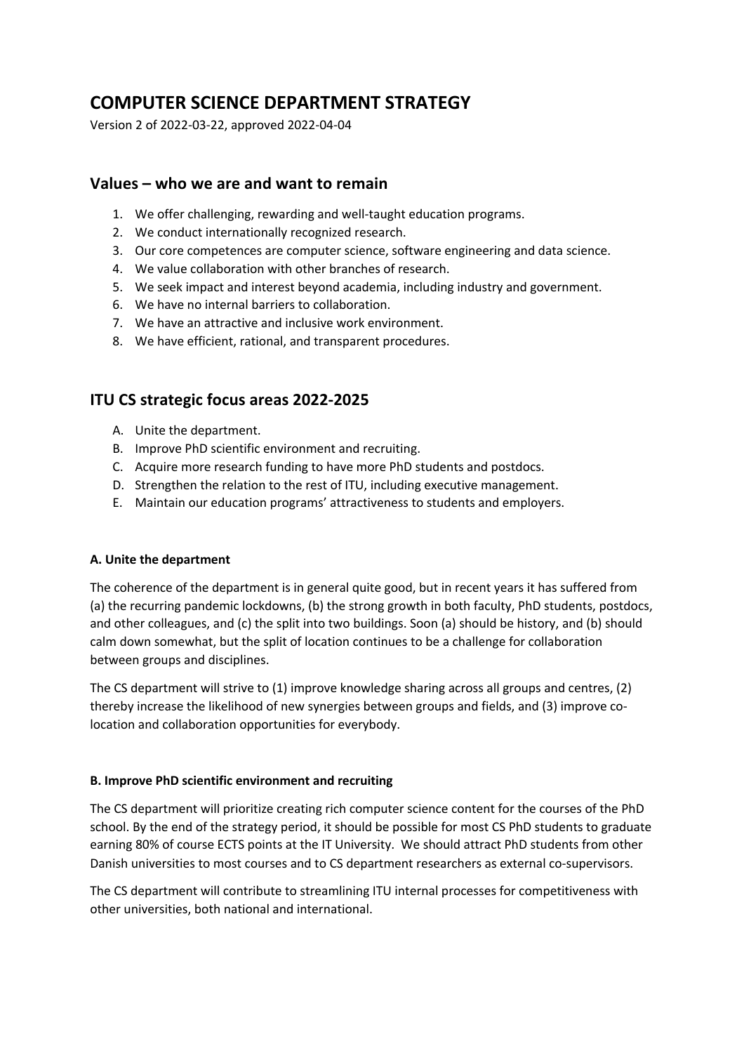# COMPUTER SCIENCE DEPARTMENT STRATEGY

Version 2 of 2022-03-22, approved 2022-04-04

## Values – who we are and want to remain

1. We offer challenging, rewarding and well-taught education programs.
2. We conduct internationally recognized research.
3. Our core competences are computer science, software engineering and data science.
4. We value collaboration with other branches of research.
5. We seek impact and interest beyond academia, including industry and government.
6. We have no internal barriers to collaboration.
7. We have an attractive and inclusive work environment.
8. We have efficient, rational, and transparent procedures.

## ITU CS strategic focus areas 2022-2025

A. Unite the department.
B. Improve PhD scientific environment and recruiting.
C. Acquire more research funding to have more PhD students and postdocs.
D. Strengthen the relation to the rest of ITU, including executive management.
E. Maintain our education programs' attractiveness to students and employers.

#### A. Unite the department

The coherence of the department is in general quite good, but in recent years it has suffered from (a) the recurring pandemic lockdowns, (b) the strong growth in both faculty, PhD students, postdocs, and other colleagues, and (c) the split into two buildings. Soon (a) should be history, and (b) should calm down somewhat, but the split of location continues to be a challenge for collaboration between groups and disciplines.

The CS department will strive to (1) improve knowledge sharing across all groups and centres, (2) thereby increase the likelihood of new synergies between groups and fields, and (3) improve co-location and collaboration opportunities for everybody.

#### B. Improve PhD scientific environment and recruiting

The CS department will prioritize creating rich computer science content for the courses of the PhD school. By the end of the strategy period, it should be possible for most CS PhD students to graduate earning 80% of course ECTS points at the IT University. We should attract PhD students from other Danish universities to most courses and to CS department researchers as external co-supervisors.

The CS department will contribute to streamlining ITU internal processes for competitiveness with other universities, both national and international.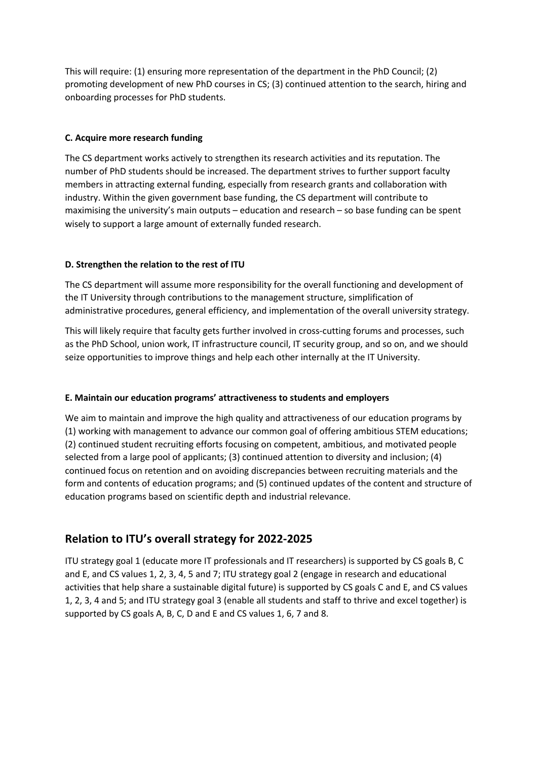This will require: (1) ensuring more representation of the department in the PhD Council; (2) promoting development of new PhD courses in CS; (3) continued attention to the search, hiring and onboarding processes for PhD students.

**C. Acquire more research funding**

The CS department works actively to strengthen its research activities and its reputation. The number of PhD students should be increased. The department strives to further support faculty members in attracting external funding, especially from research grants and collaboration with industry. Within the given government base funding, the CS department will contribute to maximising the university's main outputs – education and research – so base funding can be spent wisely to support a large amount of externally funded research.

**D. Strengthen the relation to the rest of ITU**

The CS department will assume more responsibility for the overall functioning and development of the IT University through contributions to the management structure, simplification of administrative procedures, general efficiency, and implementation of the overall university strategy.

This will likely require that faculty gets further involved in cross-cutting forums and processes, such as the PhD School, union work, IT infrastructure council, IT security group, and so on, and we should seize opportunities to improve things and help each other internally at the IT University.

**E. Maintain our education programs' attractiveness to students and employers**

We aim to maintain and improve the high quality and attractiveness of our education programs by (1) working with management to advance our common goal of offering ambitious STEM educations; (2) continued student recruiting efforts focusing on competent, ambitious, and motivated people selected from a large pool of applicants; (3) continued attention to diversity and inclusion; (4) continued focus on retention and on avoiding discrepancies between recruiting materials and the form and contents of education programs; and (5) continued updates of the content and structure of education programs based on scientific depth and industrial relevance.

## Relation to ITU's overall strategy for 2022-2025

ITU strategy goal 1 (educate more IT professionals and IT researchers) is supported by CS goals B, C and E, and CS values 1, 2, 3, 4, 5 and 7; ITU strategy goal 2 (engage in research and educational activities that help share a sustainable digital future) is supported by CS goals C and E, and CS values 1, 2, 3, 4 and 5; and ITU strategy goal 3 (enable all students and staff to thrive and excel together) is supported by CS goals A, B, C, D and E and CS values 1, 6, 7 and 8.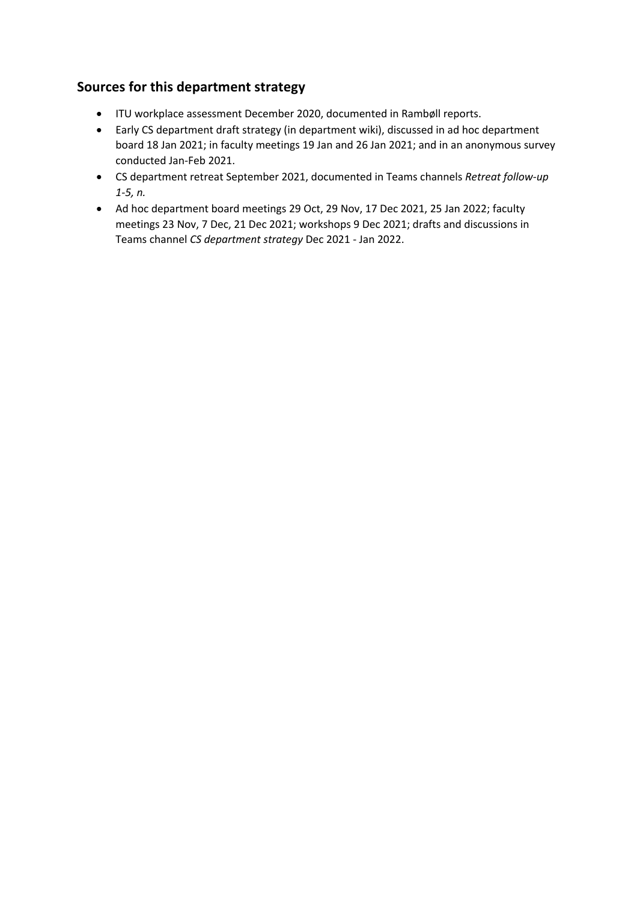## Sources for this department strategy

- ITU workplace assessment December 2020, documented in Rambøll reports.
- Early CS department draft strategy (in department wiki), discussed in ad hoc department board 18 Jan 2021; in faculty meetings 19 Jan and 26 Jan 2021; and in an anonymous survey conducted Jan-Feb 2021.
- CS department retreat September 2021, documented in Teams channels *Retreat follow-up 1-5, n.*
- Ad hoc department board meetings 29 Oct, 29 Nov, 17 Dec 2021, 25 Jan 2022; faculty meetings 23 Nov, 7 Dec, 21 Dec 2021; workshops 9 Dec 2021; drafts and discussions in Teams channel *CS department strategy* Dec 2021 - Jan 2022.